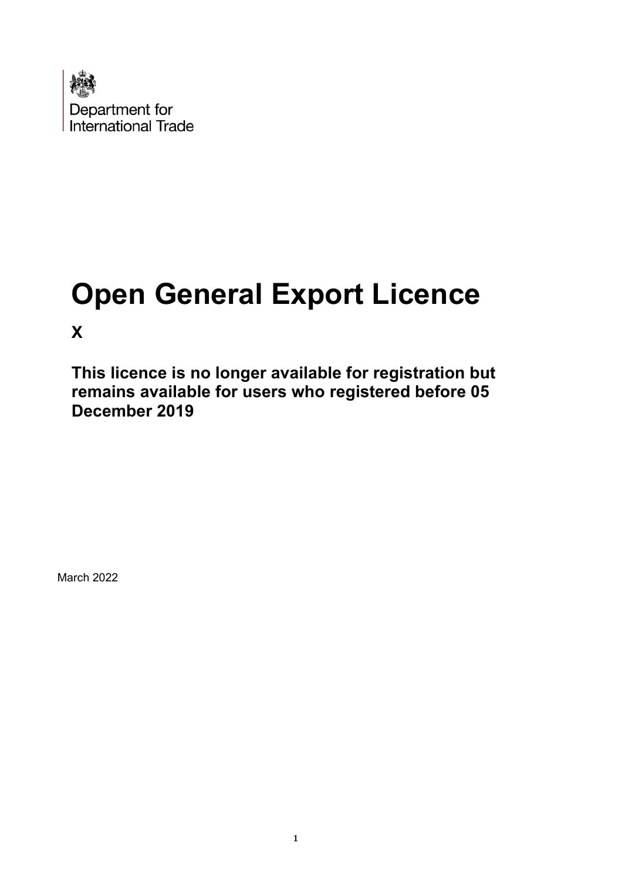Department for
International Trade

# Open General Export Licence

**X**

**This licence is no longer available for registration but remains available for users who registered before 05 December 2019**

March 2022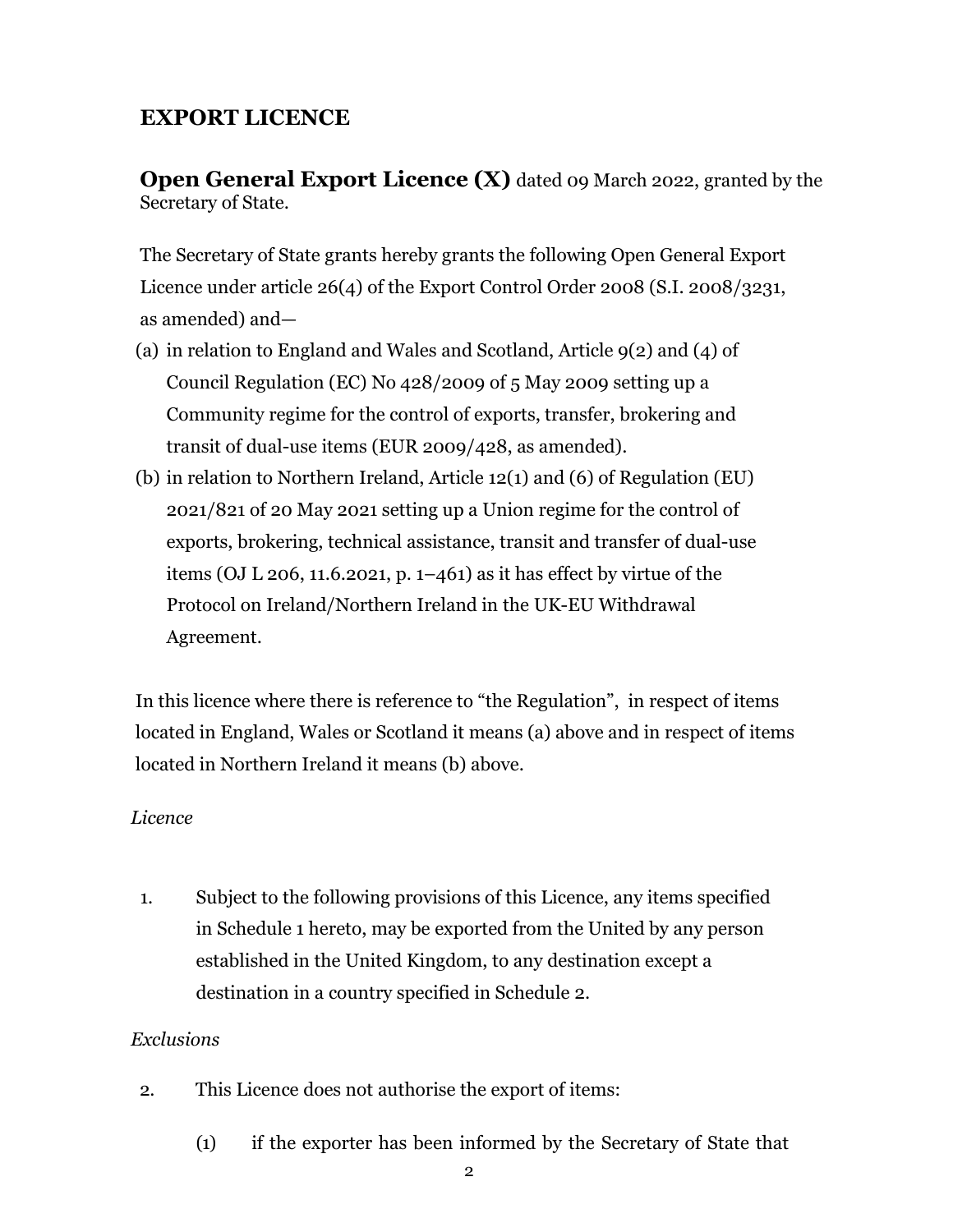# EXPORT LICENCE

**Open General Export Licence (X)** dated 09 March 2022, granted by the Secretary of State.

The Secretary of State grants hereby grants the following Open General Export Licence under article 26(4) of the Export Control Order 2008 (S.I. 2008/3231, as amended) and—

(a) in relation to England and Wales and Scotland, Article 9(2) and (4) of Council Regulation (EC) No 428/2009 of 5 May 2009 setting up a Community regime for the control of exports, transfer, brokering and transit of dual-use items (EUR 2009/428, as amended).

(b) in relation to Northern Ireland, Article 12(1) and (6) of Regulation (EU) 2021/821 of 20 May 2021 setting up a Union regime for the control of exports, brokering, technical assistance, transit and transfer of dual-use items (OJ L 206, 11.6.2021, p. 1–461) as it has effect by virtue of the Protocol on Ireland/Northern Ireland in the UK-EU Withdrawal Agreement.

In this licence where there is reference to "the Regulation", in respect of items located in England, Wales or Scotland it means (a) above and in respect of items located in Northern Ireland it means (b) above.

*Licence*

1. Subject to the following provisions of this Licence, any items specified in Schedule 1 hereto, may be exported from the United by any person established in the United Kingdom, to any destination except a destination in a country specified in Schedule 2.

*Exclusions*

2. This Licence does not authorise the export of items:

   (1) if the exporter has been informed by the Secretary of State that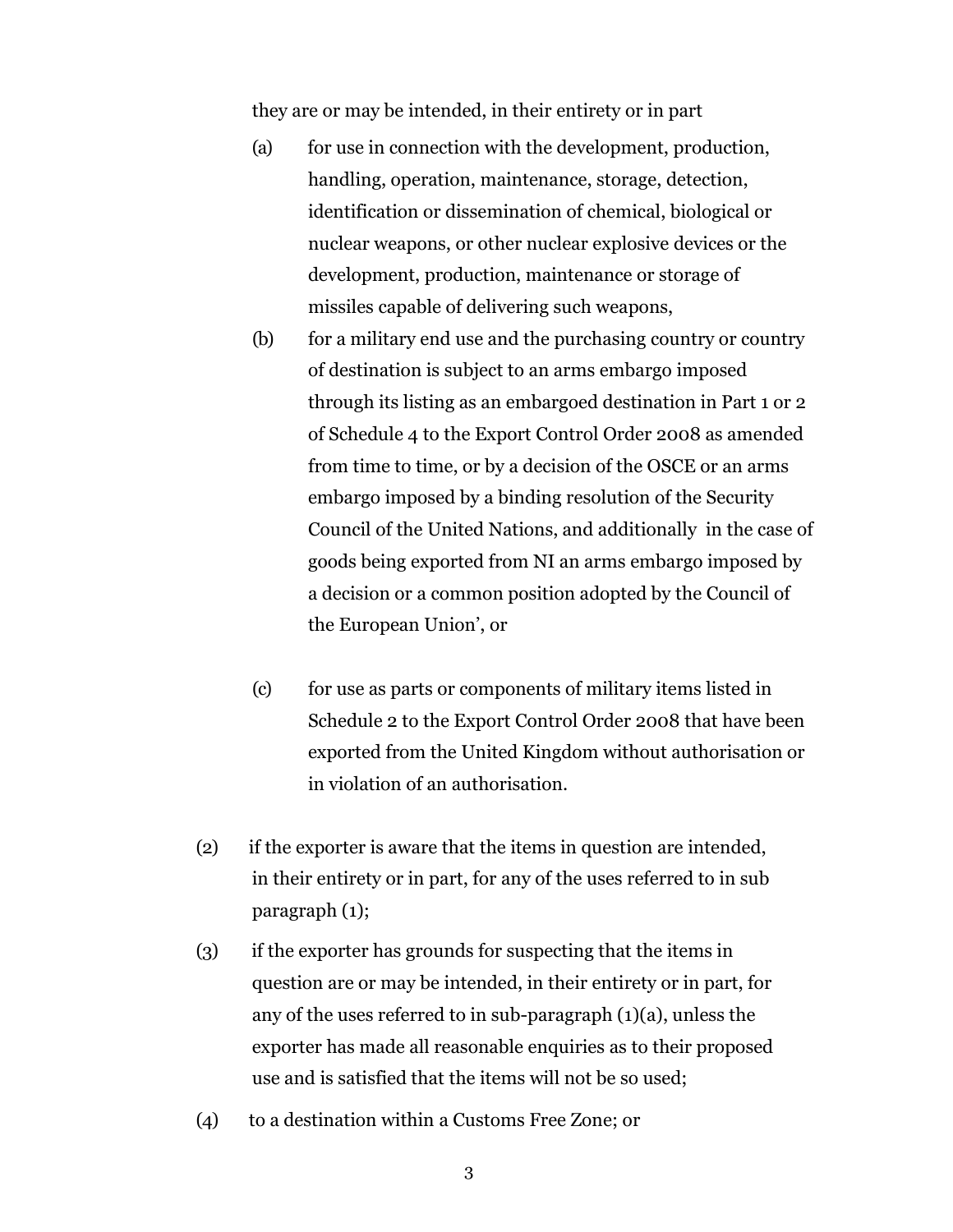they are or may be intended, in their entirety or in part

(a) for use in connection with the development, production, handling, operation, maintenance, storage, detection, identification or dissemination of chemical, biological or nuclear weapons, or other nuclear explosive devices or the development, production, maintenance or storage of missiles capable of delivering such weapons,

(b) for a military end use and the purchasing country or country of destination is subject to an arms embargo imposed through its listing as an embargoed destination in Part 1 or 2 of Schedule 4 to the Export Control Order 2008 as amended from time to time, or by a decision of the OSCE or an arms embargo imposed by a binding resolution of the Security Council of the United Nations, and additionally in the case of goods being exported from NI an arms embargo imposed by a decision or a common position adopted by the Council of the European Union', or

(c) for use as parts or components of military items listed in Schedule 2 to the Export Control Order 2008 that have been exported from the United Kingdom without authorisation or in violation of an authorisation.

(2) if the exporter is aware that the items in question are intended, in their entirety or in part, for any of the uses referred to in sub paragraph (1);

(3) if the exporter has grounds for suspecting that the items in question are or may be intended, in their entirety or in part, for any of the uses referred to in sub-paragraph (1)(a), unless the exporter has made all reasonable enquiries as to their proposed use and is satisfied that the items will not be so used;

(4) to a destination within a Customs Free Zone; or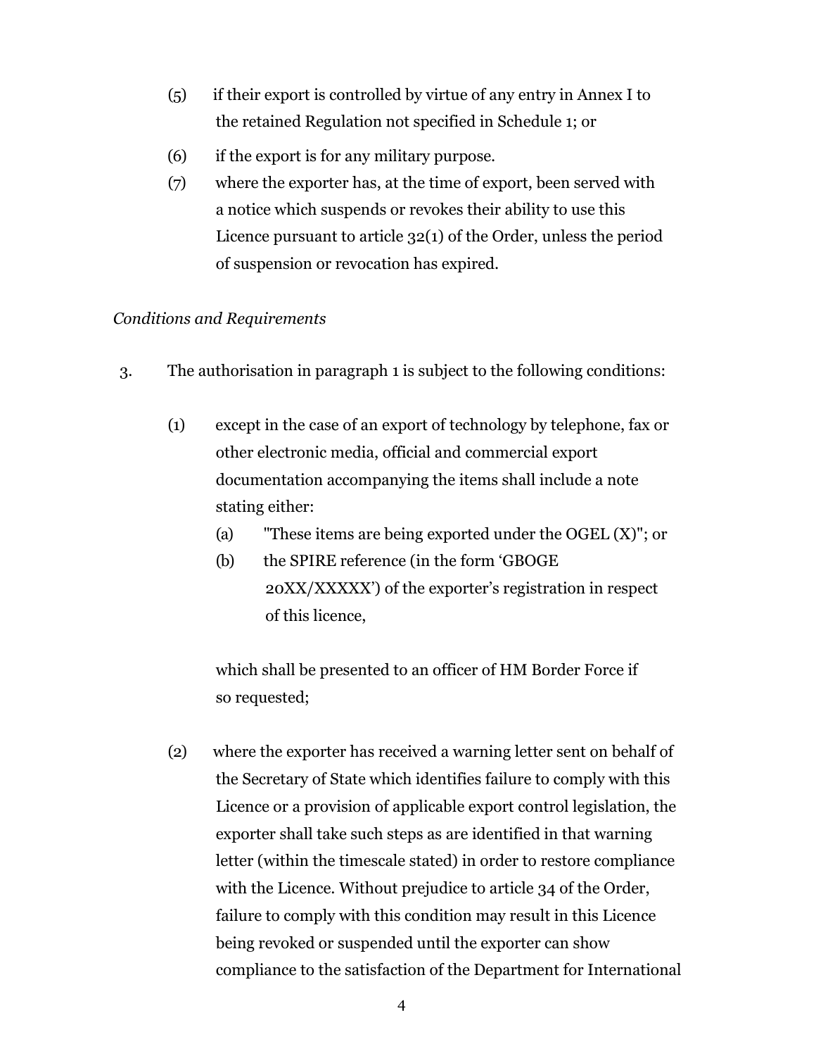(5) if their export is controlled by virtue of any entry in Annex I to the retained Regulation not specified in Schedule 1; or

(6) if the export is for any military purpose.

(7) where the exporter has, at the time of export, been served with a notice which suspends or revokes their ability to use this Licence pursuant to article 32(1) of the Order, unless the period of suspension or revocation has expired.

*Conditions and Requirements*

3. The authorisation in paragraph 1 is subject to the following conditions:

   (1) except in the case of an export of technology by telephone, fax or other electronic media, official and commercial export documentation accompanying the items shall include a note stating either:

      (a) "These items are being exported under the OGEL (X)"; or

      (b) the SPIRE reference (in the form 'GBOGE 20XX/XXXXX') of the exporter's registration in respect of this licence,

   which shall be presented to an officer of HM Border Force if so requested;

   (2) where the exporter has received a warning letter sent on behalf of the Secretary of State which identifies failure to comply with this Licence or a provision of applicable export control legislation, the exporter shall take such steps as are identified in that warning letter (within the timescale stated) in order to restore compliance with the Licence. Without prejudice to article 34 of the Order, failure to comply with this condition may result in this Licence being revoked or suspended until the exporter can show compliance to the satisfaction of the Department for International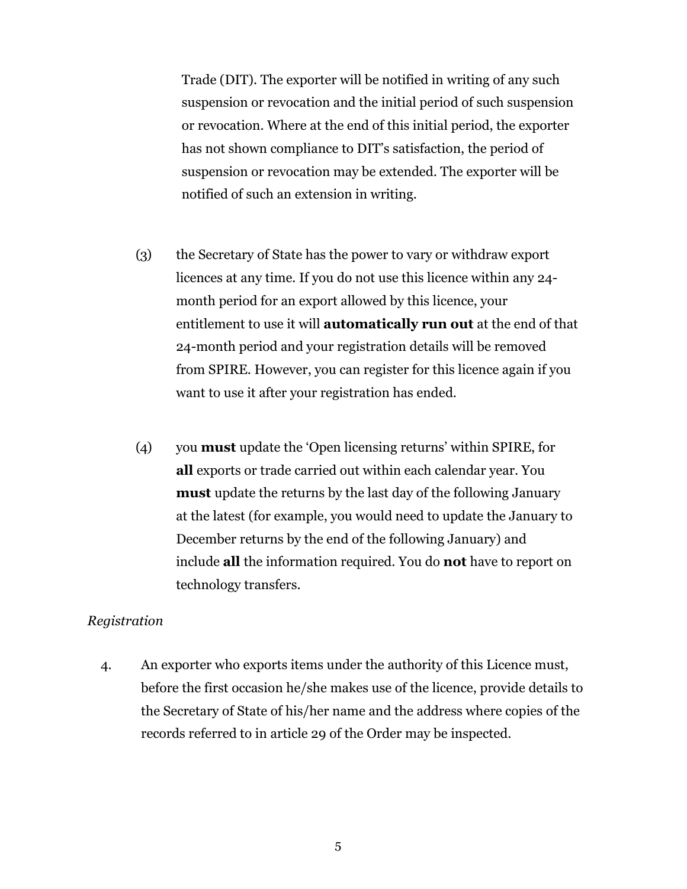Trade (DIT). The exporter will be notified in writing of any such suspension or revocation and the initial period of such suspension or revocation. Where at the end of this initial period, the exporter has not shown compliance to DIT's satisfaction, the period of suspension or revocation may be extended. The exporter will be notified of such an extension in writing.

(3) the Secretary of State has the power to vary or withdraw export licences at any time. If you do not use this licence within any 24-month period for an export allowed by this licence, your entitlement to use it will **automatically run out** at the end of that 24-month period and your registration details will be removed from SPIRE. However, you can register for this licence again if you want to use it after your registration has ended.

(4) you **must** update the 'Open licensing returns' within SPIRE, for **all** exports or trade carried out within each calendar year. You **must** update the returns by the last day of the following January at the latest (for example, you would need to update the January to December returns by the end of the following January) and include **all** the information required. You do **not** have to report on technology transfers.

*Registration*

4. An exporter who exports items under the authority of this Licence must, before the first occasion he/she makes use of the licence, provide details to the Secretary of State of his/her name and the address where copies of the records referred to in article 29 of the Order may be inspected.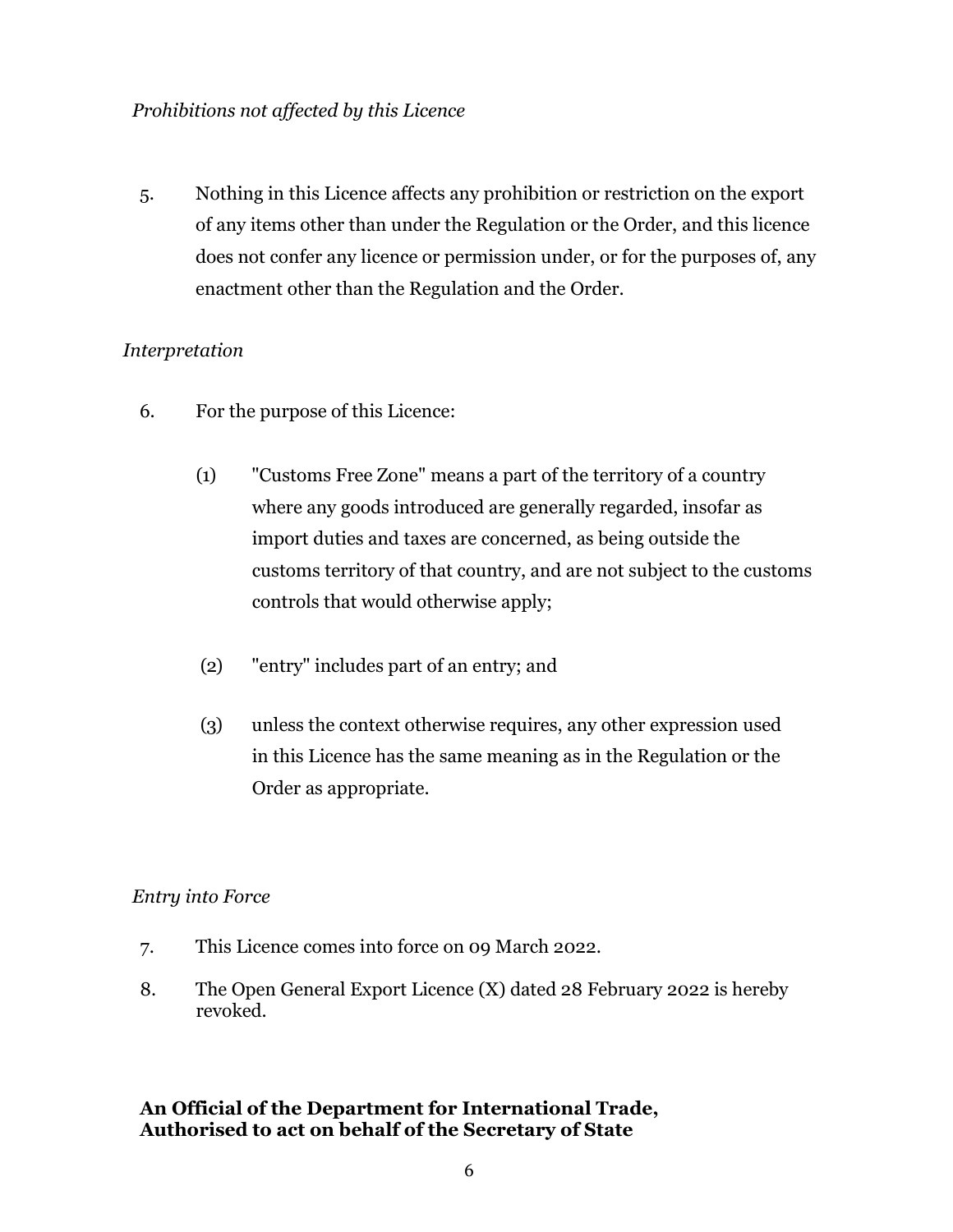*Prohibitions not affected by this Licence*

5. Nothing in this Licence affects any prohibition or restriction on the export of any items other than under the Regulation or the Order, and this licence does not confer any licence or permission under, or for the purposes of, any enactment other than the Regulation and the Order.

*Interpretation*

6. For the purpose of this Licence:

   (1) "Customs Free Zone" means a part of the territory of a country where any goods introduced are generally regarded, insofar as import duties and taxes are concerned, as being outside the customs territory of that country, and are not subject to the customs controls that would otherwise apply;

   (2) "entry" includes part of an entry; and

   (3) unless the context otherwise requires, any other expression used in this Licence has the same meaning as in the Regulation or the Order as appropriate.

*Entry into Force*

7. This Licence comes into force on 09 March 2022.

8. The Open General Export Licence (X) dated 28 February 2022 is hereby revoked.

**An Official of the Department for International Trade, Authorised to act on behalf of the Secretary of State**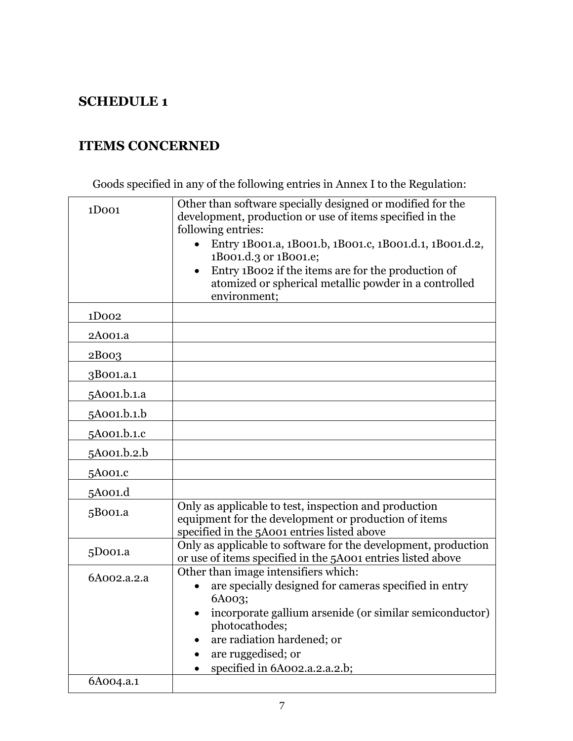## SCHEDULE 1

## ITEMS CONCERNED

Goods specified in any of the following entries in Annex I to the Regulation:

| | |
|---|---|
| 1D001 | Other than software specially designed or modified for the development, production or use of items specified in the following entries:<br>• Entry 1B001.a, 1B001.b, 1B001.c, 1B001.d.1, 1B001.d.2, 1B001.d.3 or 1B001.e;<br>• Entry 1B002 if the items are for the production of atomized or spherical metallic powder in a controlled environment; |
| 1D002 | |
| 2A001.a | |
| 2B003 | |
| 3B001.a.1 | |
| 5A001.b.1.a | |
| 5A001.b.1.b | |
| 5A001.b.1.c | |
| 5A001.b.2.b | |
| 5A001.c | |
| 5A001.d | |
| 5B001.a | Only as applicable to test, inspection and production equipment for the development or production of items specified in the 5A001 entries listed above |
| 5D001.a | Only as applicable to software for the development, production or use of items specified in the 5A001 entries listed above |
| 6A002.a.2.a | Other than image intensifiers which:<br>• are specially designed for cameras specified in entry 6A003;<br>• incorporate gallium arsenide (or similar semiconductor) photocathodes;<br>• are radiation hardened; or<br>• are ruggedised; or<br>• specified in 6A002.a.2.a.2.b; |
| 6A004.a.1 | |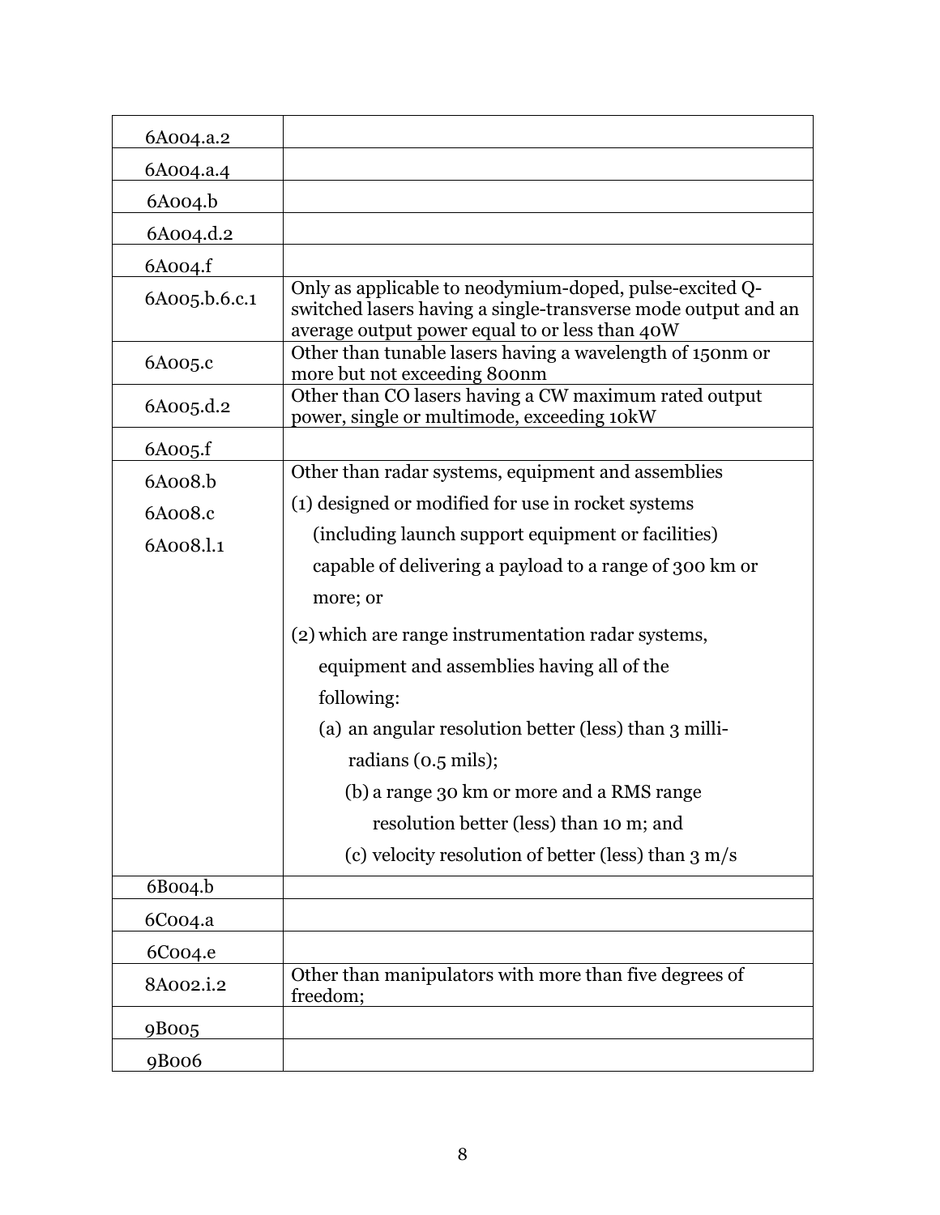| | |
|---|---|
| 6A004.a.2 | |
| 6A004.a.4 | |
| 6A004.b | |
| 6A004.d.2 | |
| 6A004.f | |
| 6A005.b.6.c.1 | Only as applicable to neodymium-doped, pulse-excited Q-switched lasers having a single-transverse mode output and an average output power equal to or less than 40W |
| 6A005.c | Other than tunable lasers having a wavelength of 150nm or more but not exceeding 800nm |
| 6A005.d.2 | Other than CO lasers having a CW maximum rated output power, single or multimode, exceeding 10kW |
| 6A005.f | |
| 6A008.b<br>6A008.c<br>6A008.l.1 | Other than radar systems, equipment and assemblies<br>(1) designed or modified for use in rocket systems (including launch support equipment or facilities) capable of delivering a payload to a range of 300 km or more; or<br>(2) which are range instrumentation radar systems, equipment and assemblies having all of the following:<br>(a) an angular resolution better (less) than 3 milli-radians (0.5 mils);<br>(b) a range 30 km or more and a RMS range resolution better (less) than 10 m; and<br>(c) velocity resolution of better (less) than 3 m/s |
| 6B004.b | |
| 6C004.a | |
| 6C004.e | |
| 8A002.i.2 | Other than manipulators with more than five degrees of freedom; |
| 9B005 | |
| 9B006 | |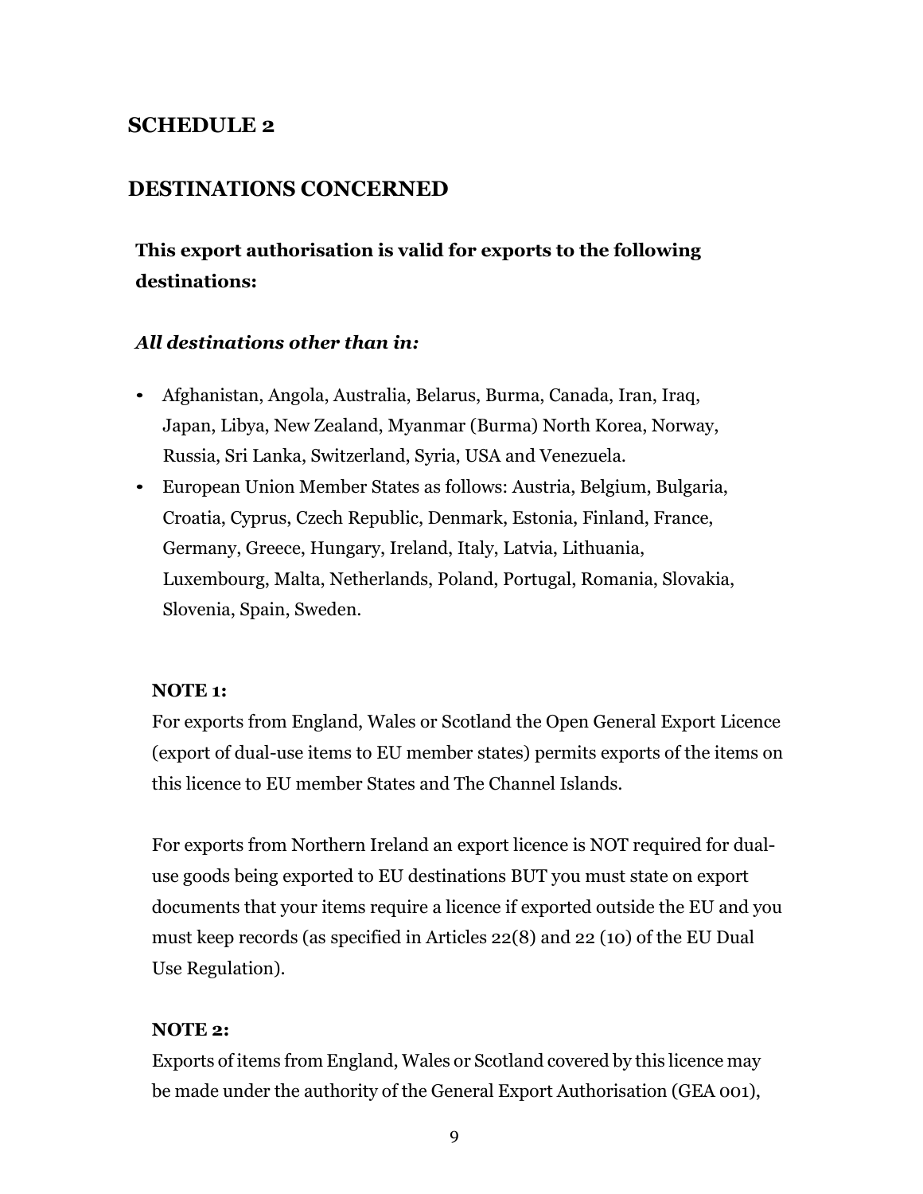## SCHEDULE 2

## DESTINATIONS CONCERNED

**This export authorisation is valid for exports to the following destinations:**

***All destinations other than in:***

- Afghanistan, Angola, Australia, Belarus, Burma, Canada, Iran, Iraq, Japan, Libya, New Zealand, Myanmar (Burma) North Korea, Norway, Russia, Sri Lanka, Switzerland, Syria, USA and Venezuela.
- European Union Member States as follows: Austria, Belgium, Bulgaria, Croatia, Cyprus, Czech Republic, Denmark, Estonia, Finland, France, Germany, Greece, Hungary, Ireland, Italy, Latvia, Lithuania, Luxembourg, Malta, Netherlands, Poland, Portugal, Romania, Slovakia, Slovenia, Spain, Sweden.

**NOTE 1:**

For exports from England, Wales or Scotland the Open General Export Licence (export of dual-use items to EU member states) permits exports of the items on this licence to EU member States and The Channel Islands.

For exports from Northern Ireland an export licence is NOT required for dual-use goods being exported to EU destinations BUT you must state on export documents that your items require a licence if exported outside the EU and you must keep records (as specified in Articles 22(8) and 22 (10) of the EU Dual Use Regulation).

**NOTE 2:**

Exports of items from England, Wales or Scotland covered by this licence may be made under the authority of the General Export Authorisation (GEA 001),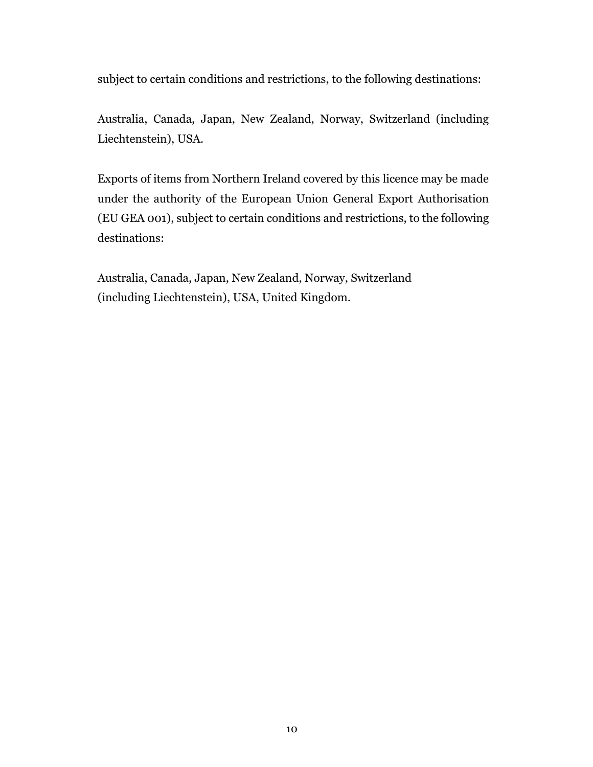subject to certain conditions and restrictions, to the following destinations:

Australia, Canada, Japan, New Zealand, Norway, Switzerland (including Liechtenstein), USA.

Exports of items from Northern Ireland covered by this licence may be made under the authority of the European Union General Export Authorisation (EU GEA 001), subject to certain conditions and restrictions, to the following destinations:

Australia, Canada, Japan, New Zealand, Norway, Switzerland (including Liechtenstein), USA, United Kingdom.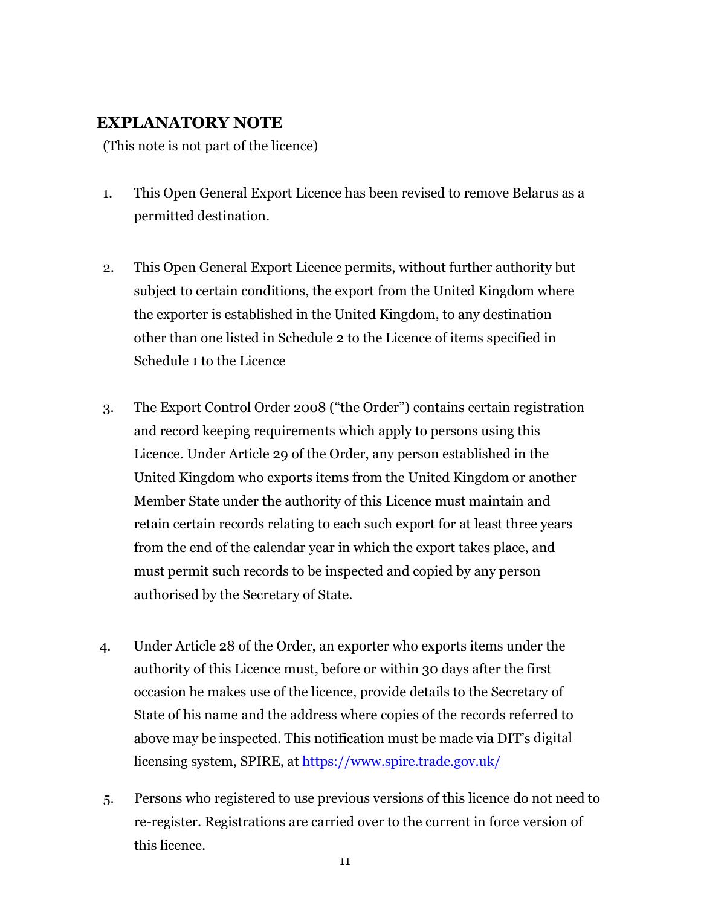## EXPLANATORY NOTE

(This note is not part of the licence)

1. This Open General Export Licence has been revised to remove Belarus as a permitted destination.

2. This Open General Export Licence permits, without further authority but subject to certain conditions, the export from the United Kingdom where the exporter is established in the United Kingdom, to any destination other than one listed in Schedule 2 to the Licence of items specified in Schedule 1 to the Licence

3. The Export Control Order 2008 ("the Order") contains certain registration and record keeping requirements which apply to persons using this Licence. Under Article 29 of the Order, any person established in the United Kingdom who exports items from the United Kingdom or another Member State under the authority of this Licence must maintain and retain certain records relating to each such export for at least three years from the end of the calendar year in which the export takes place, and must permit such records to be inspected and copied by any person authorised by the Secretary of State.

4. Under Article 28 of the Order, an exporter who exports items under the authority of this Licence must, before or within 30 days after the first occasion he makes use of the licence, provide details to the Secretary of State of his name and the address where copies of the records referred to above may be inspected. This notification must be made via DIT's digital licensing system, SPIRE, at https://www.spire.trade.gov.uk/

5. Persons who registered to use previous versions of this licence do not need to re-register. Registrations are carried over to the current in force version of this licence.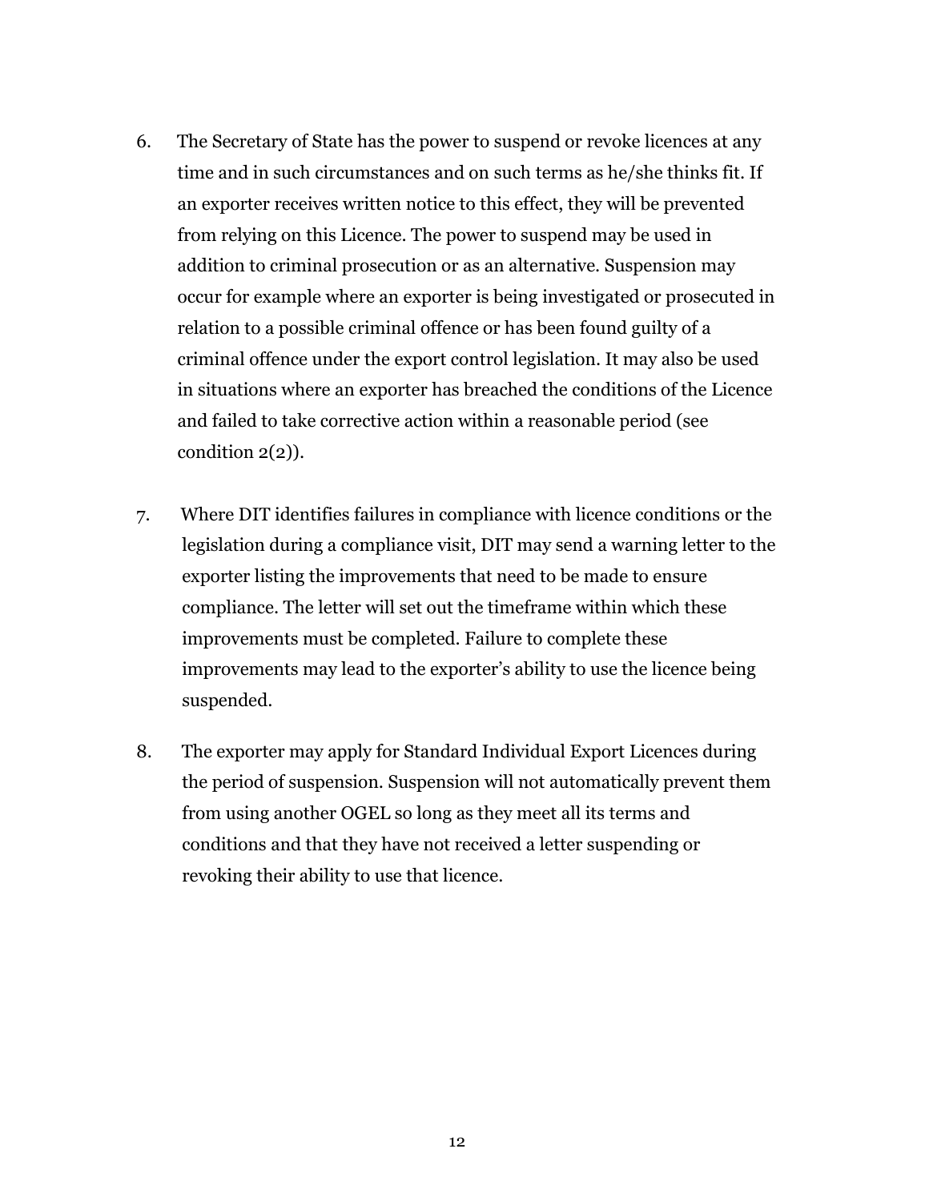6. The Secretary of State has the power to suspend or revoke licences at any time and in such circumstances and on such terms as he/she thinks fit. If an exporter receives written notice to this effect, they will be prevented from relying on this Licence. The power to suspend may be used in addition to criminal prosecution or as an alternative. Suspension may occur for example where an exporter is being investigated or prosecuted in relation to a possible criminal offence or has been found guilty of a criminal offence under the export control legislation. It may also be used in situations where an exporter has breached the conditions of the Licence and failed to take corrective action within a reasonable period (see condition 2(2)).

7. Where DIT identifies failures in compliance with licence conditions or the legislation during a compliance visit, DIT may send a warning letter to the exporter listing the improvements that need to be made to ensure compliance. The letter will set out the timeframe within which these improvements must be completed. Failure to complete these improvements may lead to the exporter's ability to use the licence being suspended.

8. The exporter may apply for Standard Individual Export Licences during the period of suspension. Suspension will not automatically prevent them from using another OGEL so long as they meet all its terms and conditions and that they have not received a letter suspending or revoking their ability to use that licence.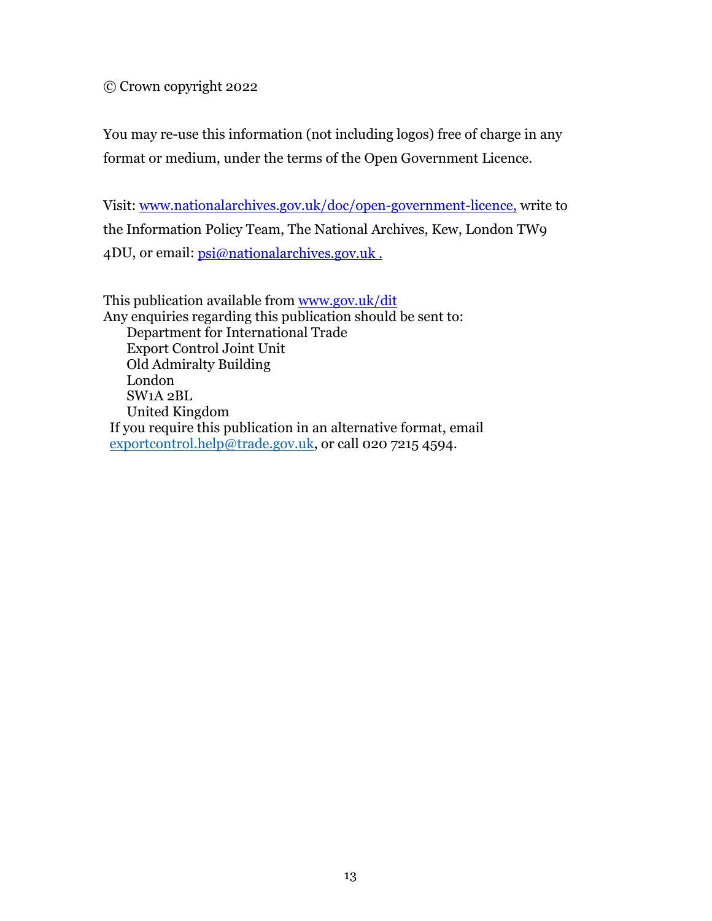© Crown copyright 2022

You may re-use this information (not including logos) free of charge in any format or medium, under the terms of the Open Government Licence.

Visit: [www.nationalarchives.gov.uk/doc/open-government-licence,](http://www.nationalarchives.gov.uk/doc/open-government-licence) write to the Information Policy Team, The National Archives, Kew, London TW9 4DU, or email: [psi@nationalarchives.gov.uk .](mailto:psi@nationalarchives.gov.uk)

This publication available from [www.gov.uk/dit](http://www.gov.uk/dit)
Any enquiries regarding this publication should be sent to:

Department for International Trade
Export Control Joint Unit
Old Admiralty Building
London
SW1A 2BL
United Kingdom

If you require this publication in an alternative format, email [exportcontrol.help@trade.gov.uk](mailto:exportcontrol.help@trade.gov.uk), or call 020 7215 4594.